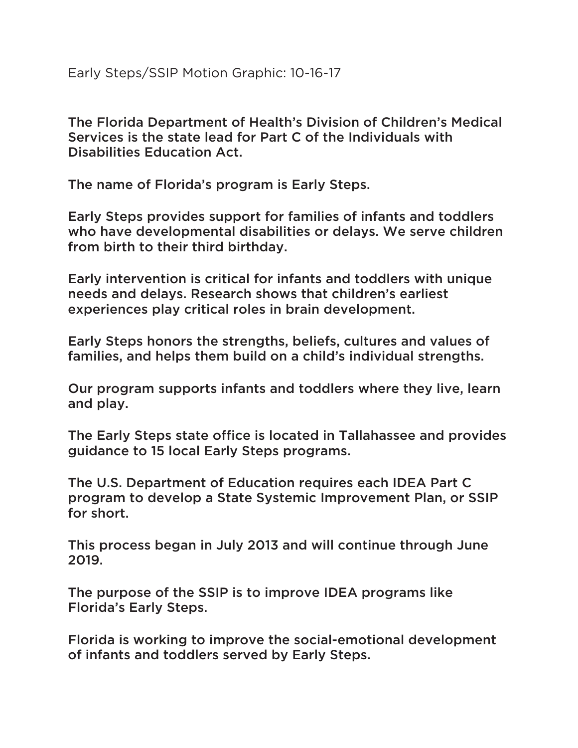Early Steps/SSIP Motion Graphic: 10-16-17

The Florida Department of Health's Division of Children's Medical Services is the state lead for Part C of the Individuals with Disabilities Education Act.

The name of Florida's program is Early Steps.

Early Steps provides support for families of infants and toddlers who have developmental disabilities or delays. We serve children from birth to their third birthday.

Early intervention is critical for infants and toddlers with unique needs and delays. Research shows that children's earliest experiences play critical roles in brain development.

Early Steps honors the strengths, beliefs, cultures and values of families, and helps them build on a child's individual strengths.

Our program supports infants and toddlers where they live, learn and play.

The Early Steps state office is located in Tallahassee and provides guidance to 15 local Early Steps programs.

The U.S. Department of Education requires each IDEA Part C program to develop a State Systemic Improvement Plan, or SSIP for short.

This process began in July 2013 and will continue through June 2019.

The purpose of the SSIP is to improve IDEA programs like Florida's Early Steps.

Florida is working to improve the social-emotional development of infants and toddlers served by Early Steps.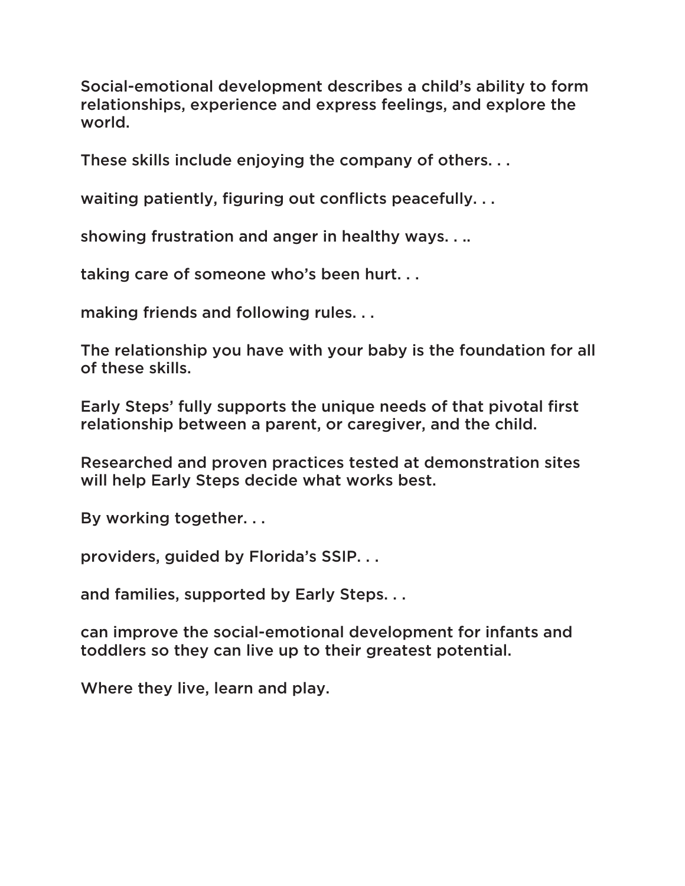Social-emotional development describes a child's ability to form relationships, experience and express feelings, and explore the world.

These skills include enjoying the company of others. . .

waiting patiently, figuring out conflicts peacefully. . .

showing frustration and anger in healthy ways. . ..

taking care of someone who's been hurt. . .

making friends and following rules. . .

The relationship you have with your baby is the foundation for all of these skills.

Early Steps' fully supports the unique needs of that pivotal first relationship between a parent, or caregiver, and the child.

Researched and proven practices tested at demonstration sites will help Early Steps decide what works best.

By working together. . .

providers, guided by Florida's SSIP. . .

and families, supported by Early Steps. . .

can improve the social-emotional development for infants and toddlers so they can live up to their greatest potential.

Where they live, learn and play.